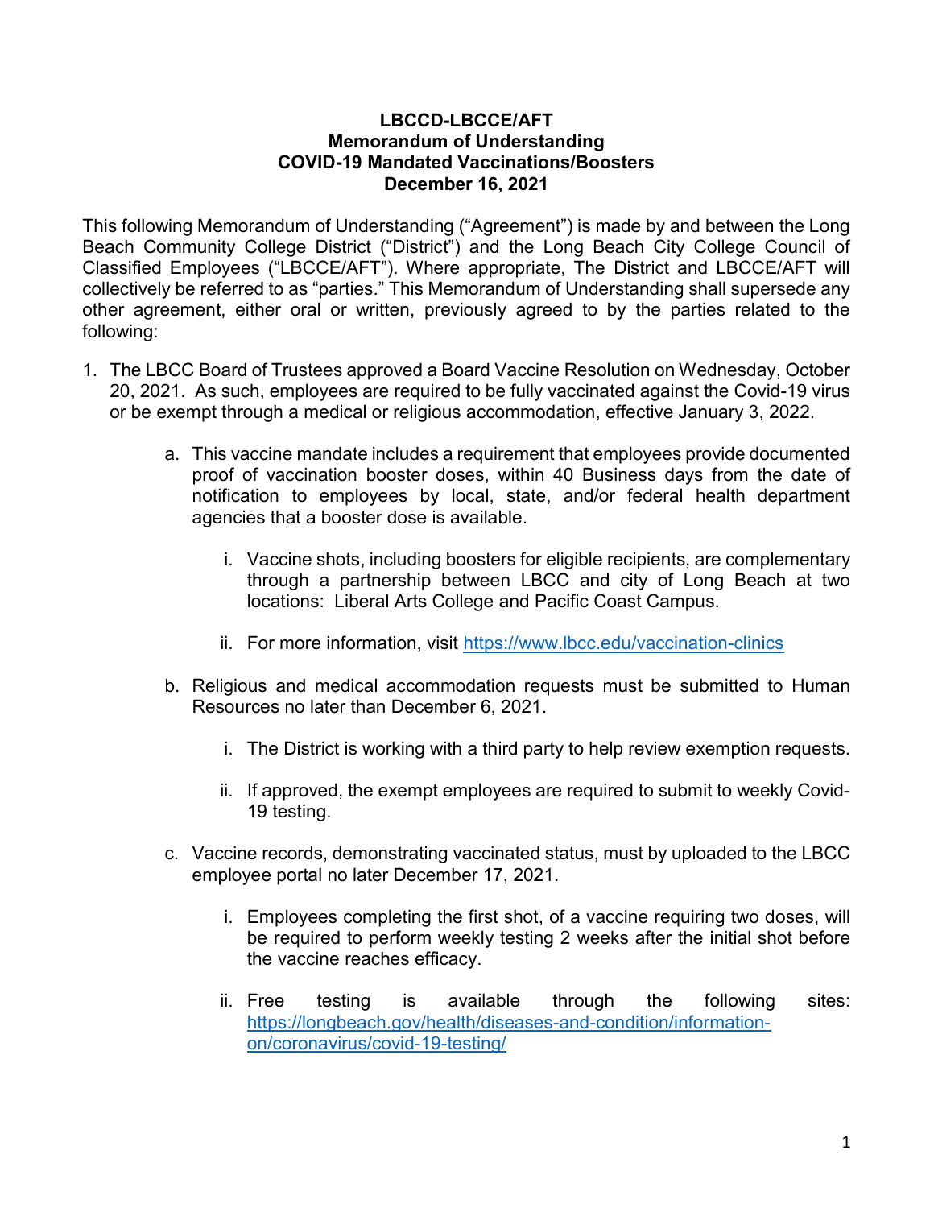**LBCCD-LBCCE/AFT**
**Memorandum of Understanding**
**COVID-19 Mandated Vaccinations/Boosters**
**December 16, 2021**

This following Memorandum of Understanding ("Agreement") is made by and between the Long Beach Community College District ("District") and the Long Beach City College Council of Classified Employees ("LBCCE/AFT"). Where appropriate, The District and LBCCE/AFT will collectively be referred to as "parties." This Memorandum of Understanding shall supersede any other agreement, either oral or written, previously agreed to by the parties related to the following:

1. The LBCC Board of Trustees approved a Board Vaccine Resolution on Wednesday, October 20, 2021. As such, employees are required to be fully vaccinated against the Covid-19 virus or be exempt through a medical or religious accommodation, effective January 3, 2022.

    a. This vaccine mandate includes a requirement that employees provide documented proof of vaccination booster doses, within 40 Business days from the date of notification to employees by local, state, and/or federal health department agencies that a booster dose is available.

        i. Vaccine shots, including boosters for eligible recipients, are complementary through a partnership between LBCC and city of Long Beach at two locations: Liberal Arts College and Pacific Coast Campus.

        ii. For more information, visit https://www.lbcc.edu/vaccination-clinics

    b. Religious and medical accommodation requests must be submitted to Human Resources no later than December 6, 2021.

        i. The District is working with a third party to help review exemption requests.

        ii. If approved, the exempt employees are required to submit to weekly Covid-19 testing.

    c. Vaccine records, demonstrating vaccinated status, must by uploaded to the LBCC employee portal no later December 17, 2021.

        i. Employees completing the first shot, of a vaccine requiring two doses, will be required to perform weekly testing 2 weeks after the initial shot before the vaccine reaches efficacy.

        ii. Free testing is available through the following sites: https://longbeach.gov/health/diseases-and-condition/information-on/coronavirus/covid-19-testing/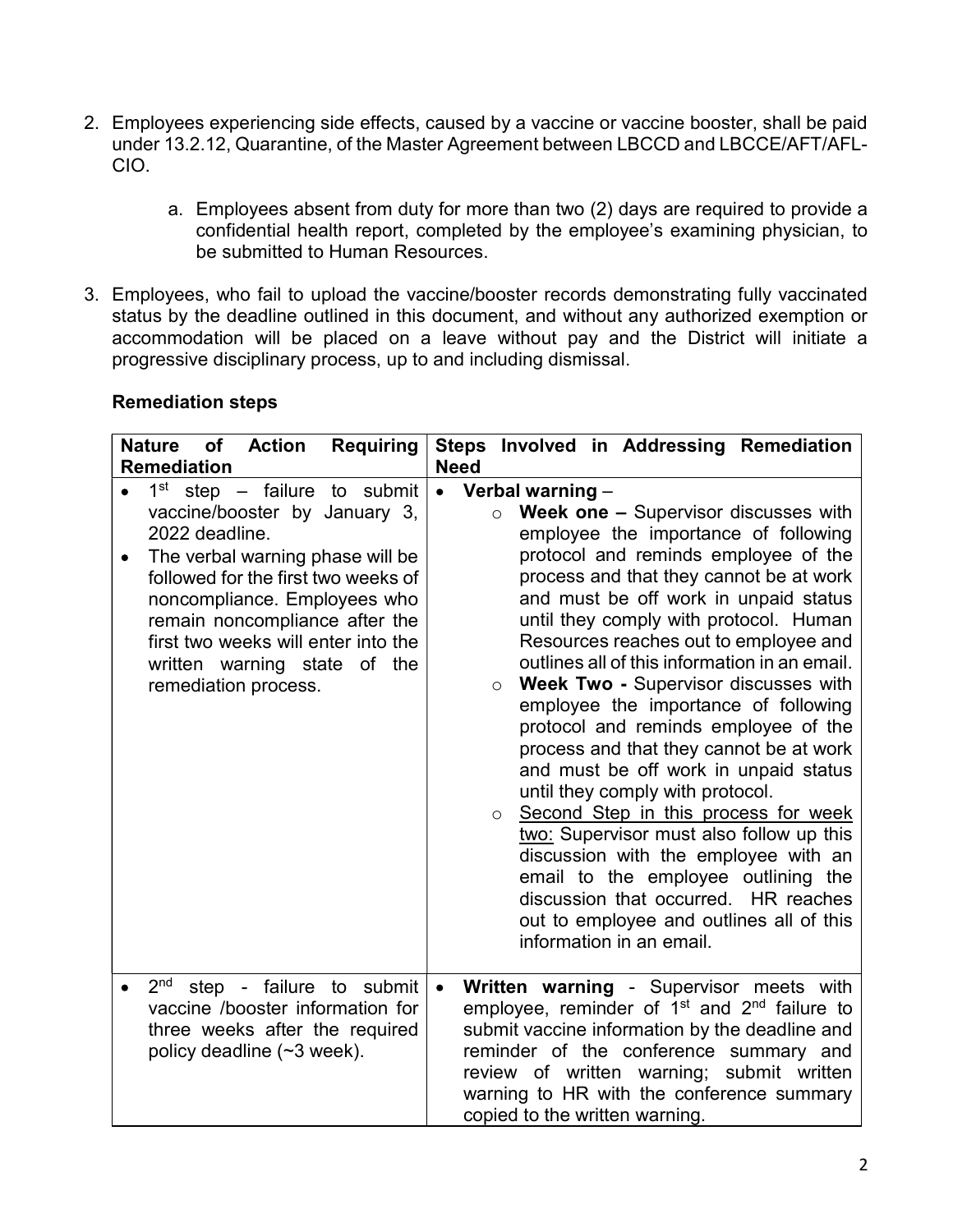2. Employees experiencing side effects, caused by a vaccine or vaccine booster, shall be paid under 13.2.12, Quarantine, of the Master Agreement between LBCCD and LBCCE/AFT/AFL-CIO.

    a. Employees absent from duty for more than two (2) days are required to provide a confidential health report, completed by the employee's examining physician, to be submitted to Human Resources.

3. Employees, who fail to upload the vaccine/booster records demonstrating fully vaccinated status by the deadline outlined in this document, and without any authorized exemption or accommodation will be placed on a leave without pay and the District will initiate a progressive disciplinary process, up to and including dismissal.

**Remediation steps**

| **Nature of Action Requiring Remediation** | **Steps Involved in Addressing Remediation Need** |
|---|---|
| • 1st step – failure to submit vaccine/booster by January 3, 2022 deadline.<br>• The verbal warning phase will be followed for the first two weeks of noncompliance. Employees who remain noncompliance after the first two weeks will enter into the written warning state of the remediation process. | • **Verbal warning** –<br>  ○ **Week one –** Supervisor discusses with employee the importance of following protocol and reminds employee of the process and that they cannot be at work and must be off work in unpaid status until they comply with protocol. Human Resources reaches out to employee and outlines all of this information in an email.<br>  ○ **Week Two -** Supervisor discusses with employee the importance of following protocol and reminds employee of the process and that they cannot be at work and must be off work in unpaid status until they comply with protocol.<br>  ○ Second Step in this process for week two: Supervisor must also follow up this discussion with the employee with an email to the employee outlining the discussion that occurred. HR reaches out to employee and outlines all of this information in an email. |
| • 2nd step - failure to submit vaccine /booster information for three weeks after the required policy deadline (~3 week). | • **Written warning** - Supervisor meets with employee, reminder of 1st and 2nd failure to submit vaccine information by the deadline and reminder of the conference summary and review of written warning; submit written warning to HR with the conference summary copied to the written warning. |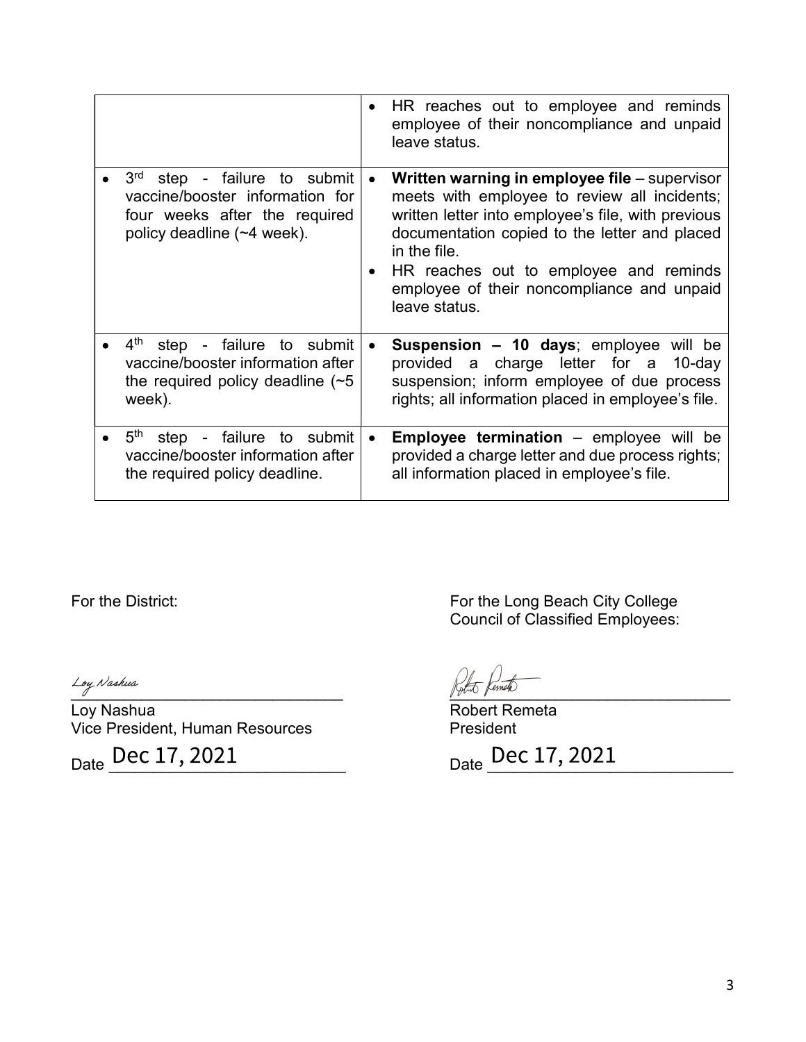| | |
|---|---|
| | • HR reaches out to employee and reminds employee of their noncompliance and unpaid leave status. |
| • 3rd step - failure to submit vaccine/booster information for four weeks after the required policy deadline (~4 week). | • **Written warning in employee file** – supervisor meets with employee to review all incidents; written letter into employee's file, with previous documentation copied to the letter and placed in the file.<br>• HR reaches out to employee and reminds employee of their noncompliance and unpaid leave status. |
| • 4th step - failure to submit vaccine/booster information after the required policy deadline (~5 week). | • **Suspension – 10 days**; employee will be provided a charge letter for a 10-day suspension; inform employee of due process rights; all information placed in employee's file. |
| • 5th step - failure to submit vaccine/booster information after the required policy deadline. | • **Employee termination** – employee will be provided a charge letter and due process rights; all information placed in employee's file. |

For the District:

Loy Nashua
_______________________________
Loy Nashua
Vice President, Human Resources

Date Dec 17, 2021

For the Long Beach City College Council of Classified Employees:

_______________________________
Robert Remeta
President

Date Dec 17, 2021